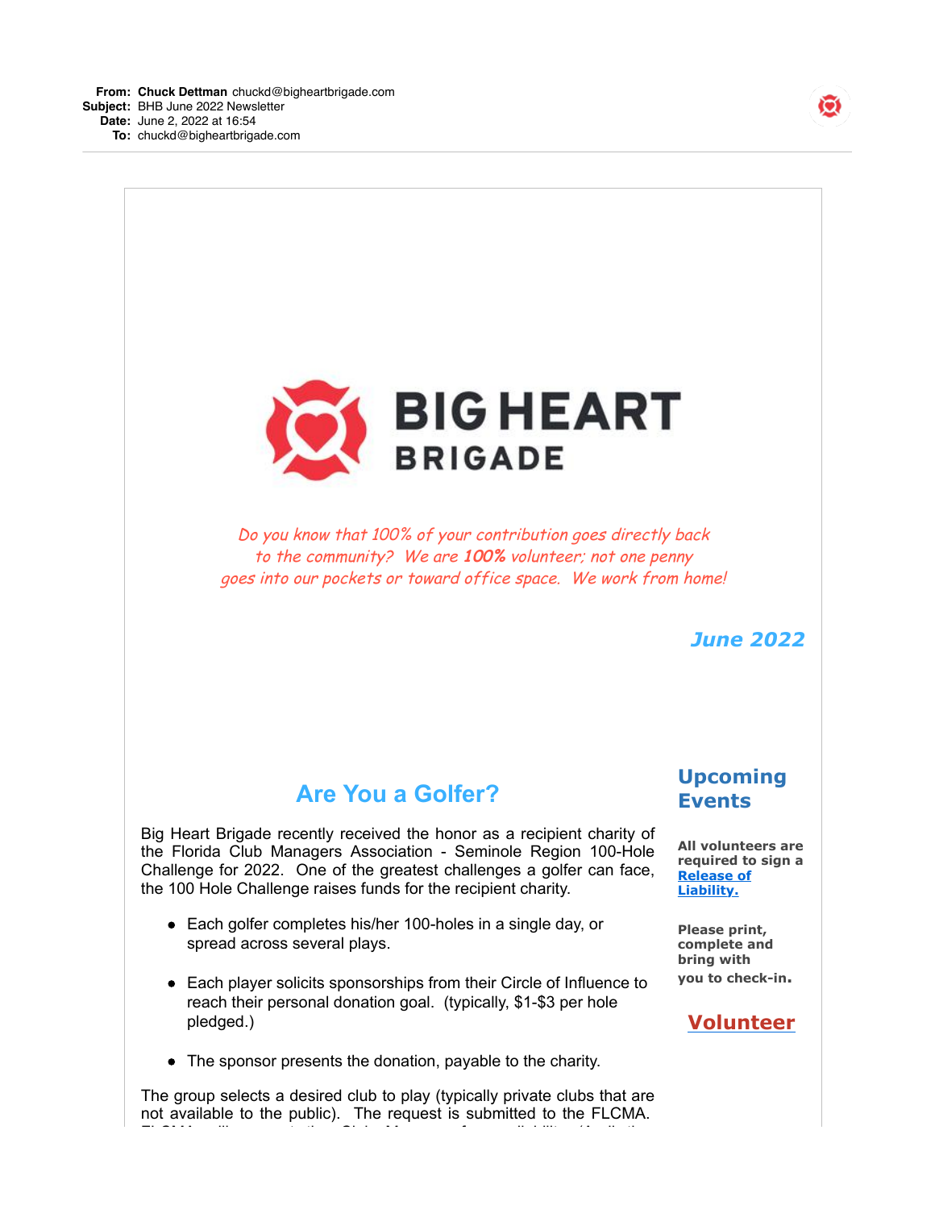**From:** **Chuck Dettman** chuckd@bigheartbrigade.com
**Subject:** BHB June 2022 Newsletter
**Date:** June 2, 2022 at 16:54
**To:** chuckd@bigheartbrigade.com

# BIG HEART BRIGADE

*Do you know that 100% of your contribution goes directly back to the community? We are **100%** volunteer; not one penny goes into our pockets or toward office space. We work from home!*

***June 2022***

## Are You a Golfer?

Big Heart Brigade recently received the honor as a recipient charity of the Florida Club Managers Association - Seminole Region 100-Hole Challenge for 2022. One of the greatest challenges a golfer can face, the 100 Hole Challenge raises funds for the recipient charity.

- Each golfer completes his/her 100-holes in a single day, or spread across several plays.
- Each player solicits sponsorships from their Circle of Influence to reach their personal donation goal. (typically, $1-$3 per hole pledged.)
- The sponsor presents the donation, payable to the charity.

The group selects a desired club to play (typically private clubs that are not available to the public). The request is submitted to the FLCMA.

## Upcoming Events

**All volunteers are required to sign a [Release of Liability.](#)**

**Please print, complete and bring with you to check-in.**

**[Volunteer](#)**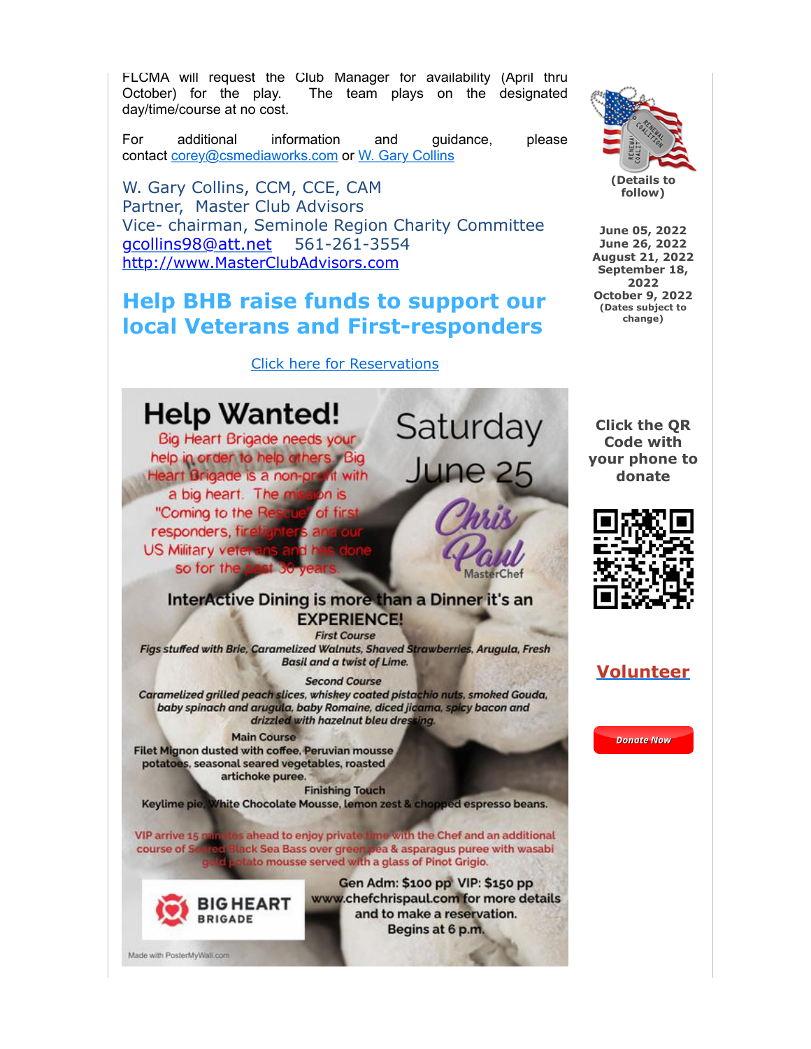FLCMA will request the Club Manager for availability (April thru October) for the play. The team plays on the designated day/time/course at no cost.

For additional information and guidance, please contact corey@csmediaworks.com or W. Gary Collins

W. Gary Collins, CCM, CCE, CAM
Partner, Master Club Advisors
Vice- chairman, Seminole Region Charity Committee
gcollins98@att.net 561-261-3554
http://www.MasterClubAdvisors.com

## Help BHB raise funds to support our local Veterans and First-responders

Click here for Reservations

# Help Wanted!

Big Heart Brigade needs your help in order to help others. Big Heart Brigade is a non-profit with a big heart. The mission is "Coming to the Rescue" of first responders, firefighters and our US Military veterans and has done so for the past 30 years.

Saturday June 25

Chris Paul MasterChef

**InterActive Dining is more than a Dinner it's an EXPERIENCE!**

*First Course*
*Figs stuffed with Brie, Caramelized Walnuts, Shaved Strawberries, Arugula, Fresh Basil and a twist of Lime.*

*Second Course*
*Caramelized grilled peach slices, whiskey coated pistachio nuts, smoked Gouda, baby spinach and arugula, baby Romaine, diced jicama, spicy bacon and drizzled with hazelnut bleu dressing.*

Main Course
Filet Mignon dusted with coffee, Peruvian mousse potatoes, seasonal seared vegetables, roasted artichoke puree.

Finishing Touch
Keylime pie, White Chocolate Mousse, lemon zest & chopped espresso beans.

VIP arrive 15 minutes ahead to enjoy private time with the Chef and an additional course of Seared Black Sea Bass over green pea & asparagus puree with wasabi gold potato mousse served with a glass of Pinot Grigio.

BIG HEART BRIGADE

Gen Adm: $100 pp VIP: $150 pp
www.chefchrispaul.com for more details and to make a reservation.
Begins at 6 p.m.

Made with PosterMyWall.com

(Details to follow)

June 05, 2022
June 26, 2022
August 21, 2022
September 18, 2022
October 9, 2022
(Dates subject to change)

Click the QR Code with your phone to donate

Volunteer

Donate Now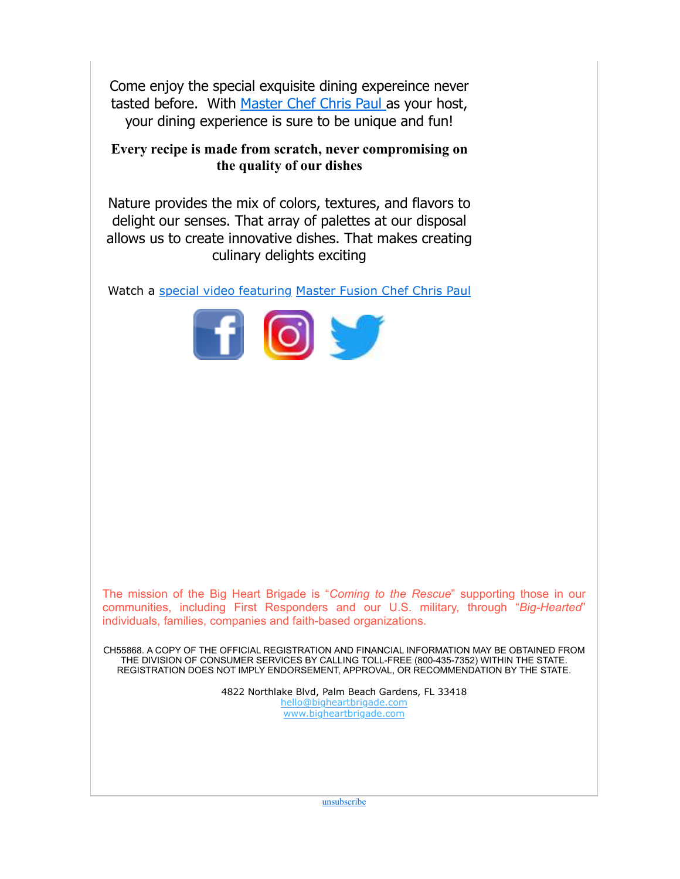Come enjoy the special exquisite dining expereince never tasted before. With Master Chef Chris Paul as your host, your dining experience is sure to be unique and fun!

**Every recipe is made from scratch, never compromising on the quality of our dishes**

Nature provides the mix of colors, textures, and flavors to delight our senses. That array of palettes at our disposal allows us to create innovative dishes. That makes creating culinary delights exciting

Watch a special video featuring Master Fusion Chef Chris Paul

The mission of the Big Heart Brigade is "*Coming to the Rescue*" supporting those in our communities, including First Responders and our U.S. military, through "*Big-Hearted*" individuals, families, companies and faith-based organizations.

CH55868. A COPY OF THE OFFICIAL REGISTRATION AND FINANCIAL INFORMATION MAY BE OBTAINED FROM THE DIVISION OF CONSUMER SERVICES BY CALLING TOLL-FREE (800-435-7352) WITHIN THE STATE. REGISTRATION DOES NOT IMPLY ENDORSEMENT, APPROVAL, OR RECOMMENDATION BY THE STATE.

4822 Northlake Blvd, Palm Beach Gardens, FL 33418
hello@bigheartbrigade.com
www.bigheartbrigade.com

unsubscribe